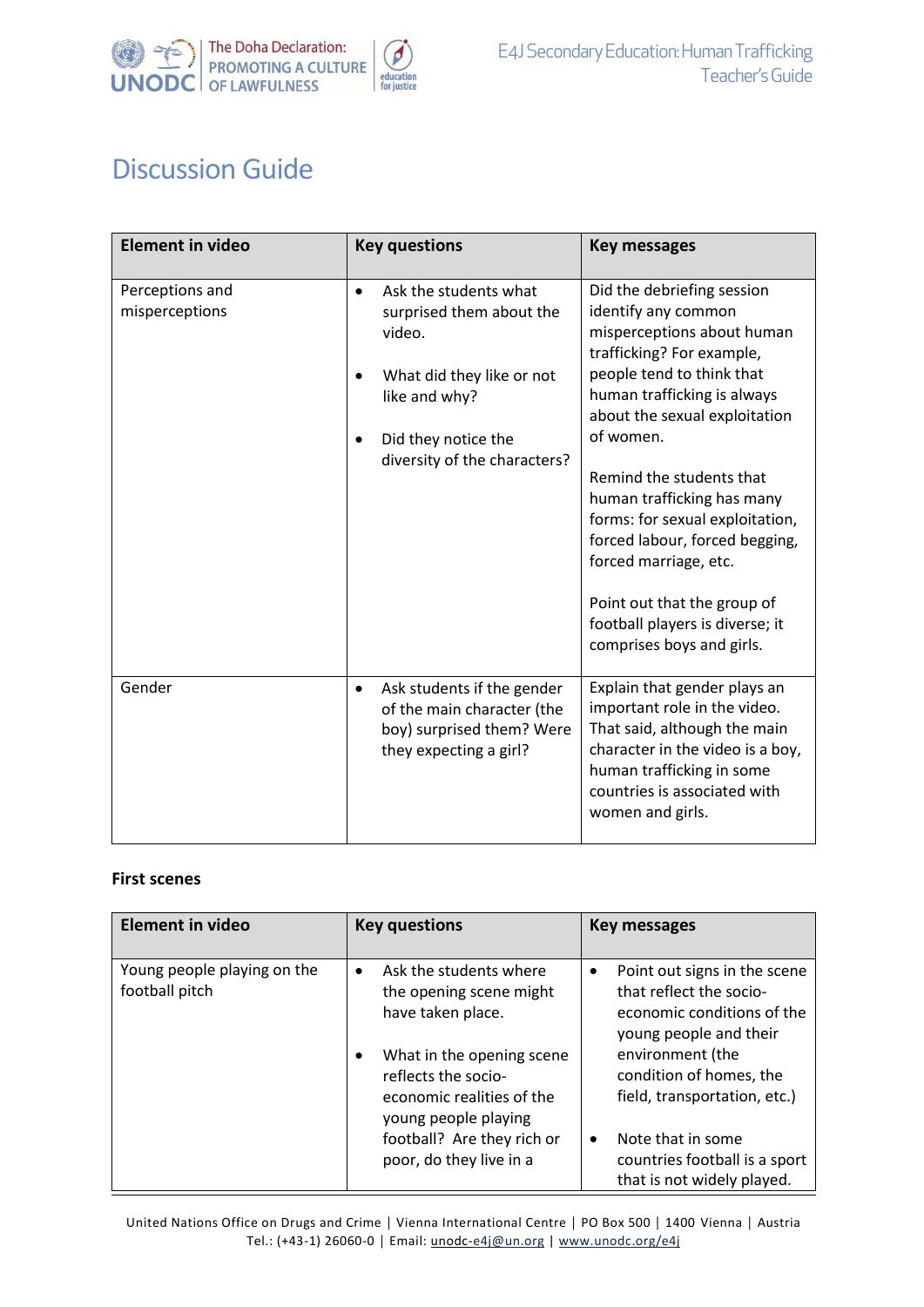# Discussion Guide

| Element in video | Key questions | Key messages |
|---|---|---|
| Perceptions and misperceptions | • Ask the students what surprised them about the video.<br><br>• What did they like or not like and why?<br><br>• Did they notice the diversity of the characters? | Did the debriefing session identify any common misperceptions about human trafficking? For example, people tend to think that human trafficking is always about the sexual exploitation of women.<br><br>Remind the students that human trafficking has many forms: for sexual exploitation, forced labour, forced begging, forced marriage, etc.<br><br>Point out that the group of football players is diverse; it comprises boys and girls. |
| Gender | • Ask students if the gender of the main character (the boy) surprised them? Were they expecting a girl? | Explain that gender plays an important role in the video. That said, although the main character in the video is a boy, human trafficking in some countries is associated with women and girls. |

**First scenes**

| Element in video | Key questions | Key messages |
|---|---|---|
| Young people playing on the football pitch | • Ask the students where the opening scene might have taken place.<br><br>• What in the opening scene reflects the socio-economic realities of the young people playing football? Are they rich or poor, do they live in a | • Point out signs in the scene that reflect the socio-economic conditions of the young people and their environment (the condition of homes, the field, transportation, etc.)<br><br>• Note that in some countries football is a sport that is not widely played. |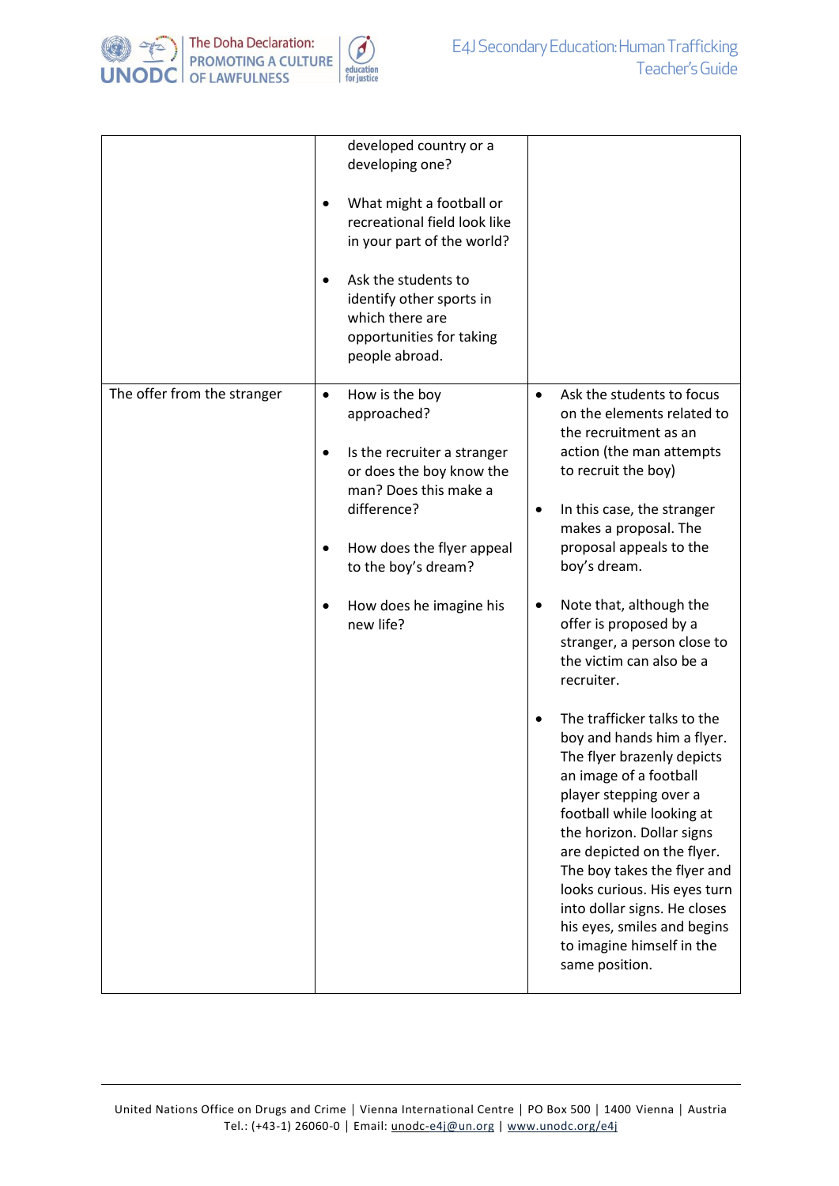| | | |
|---|---|---|
| | developed country or a developing one?<br><br>• What might a football or recreational field look like in your part of the world?<br><br>• Ask the students to identify other sports in which there are opportunities for taking people abroad. | |
| The offer from the stranger | • How is the boy approached?<br><br>• Is the recruiter a stranger or does the boy know the man? Does this make a difference?<br><br>• How does the flyer appeal to the boy's dream?<br><br>• How does he imagine his new life? | • Ask the students to focus on the elements related to the recruitment as an action (the man attempts to recruit the boy)<br><br>• In this case, the stranger makes a proposal. The proposal appeals to the boy's dream.<br><br>• Note that, although the offer is proposed by a stranger, a person close to the victim can also be a recruiter.<br><br>• The trafficker talks to the boy and hands him a flyer. The flyer brazenly depicts an image of a football player stepping over a football while looking at the horizon. Dollar signs are depicted on the flyer. The boy takes the flyer and looks curious. His eyes turn into dollar signs. He closes his eyes, smiles and begins to imagine himself in the same position. |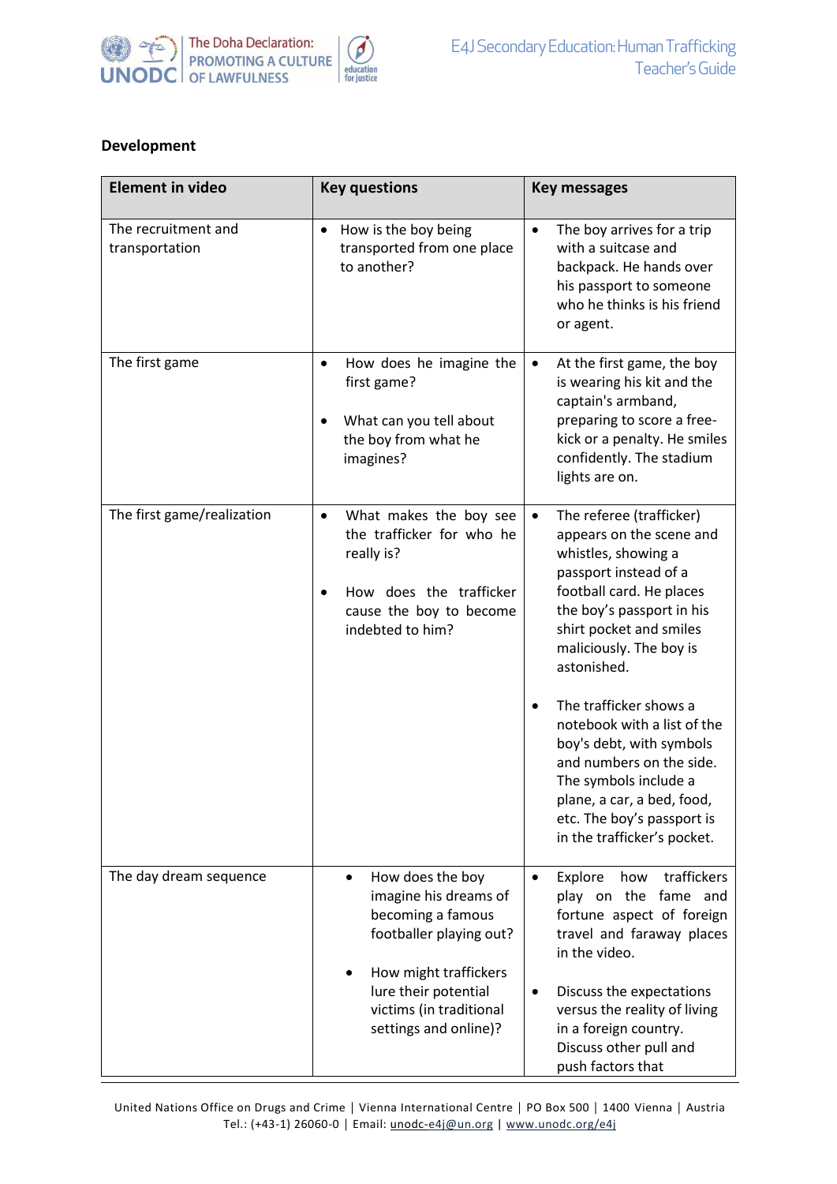### Development

| Element in video | Key questions | Key messages |
|---|---|---|
| The recruitment and transportation | • How is the boy being transported from one place to another? | • The boy arrives for a trip with a suitcase and backpack. He hands over his passport to someone who he thinks is his friend or agent. |
| The first game | • How does he imagine the first game?<br><br>• What can you tell about the boy from what he imagines? | • At the first game, the boy is wearing his kit and the captain's armband, preparing to score a free-kick or a penalty. He smiles confidently. The stadium lights are on. |
| The first game/realization | • What makes the boy see the trafficker for who he really is?<br><br>• How does the trafficker cause the boy to become indebted to him? | • The referee (trafficker) appears on the scene and whistles, showing a passport instead of a football card. He places the boy's passport in his shirt pocket and smiles maliciously. The boy is astonished.<br><br>• The trafficker shows a notebook with a list of the boy's debt, with symbols and numbers on the side. The symbols include a plane, a car, a bed, food, etc. The boy's passport is in the trafficker's pocket. |
| The day dream sequence | • How does the boy imagine his dreams of becoming a famous footballer playing out?<br><br>• How might traffickers lure their potential victims (in traditional settings and online)? | • Explore how traffickers play on the fame and fortune aspect of foreign travel and faraway places in the video.<br><br>• Discuss the expectations versus the reality of living in a foreign country. Discuss other pull and push factors that |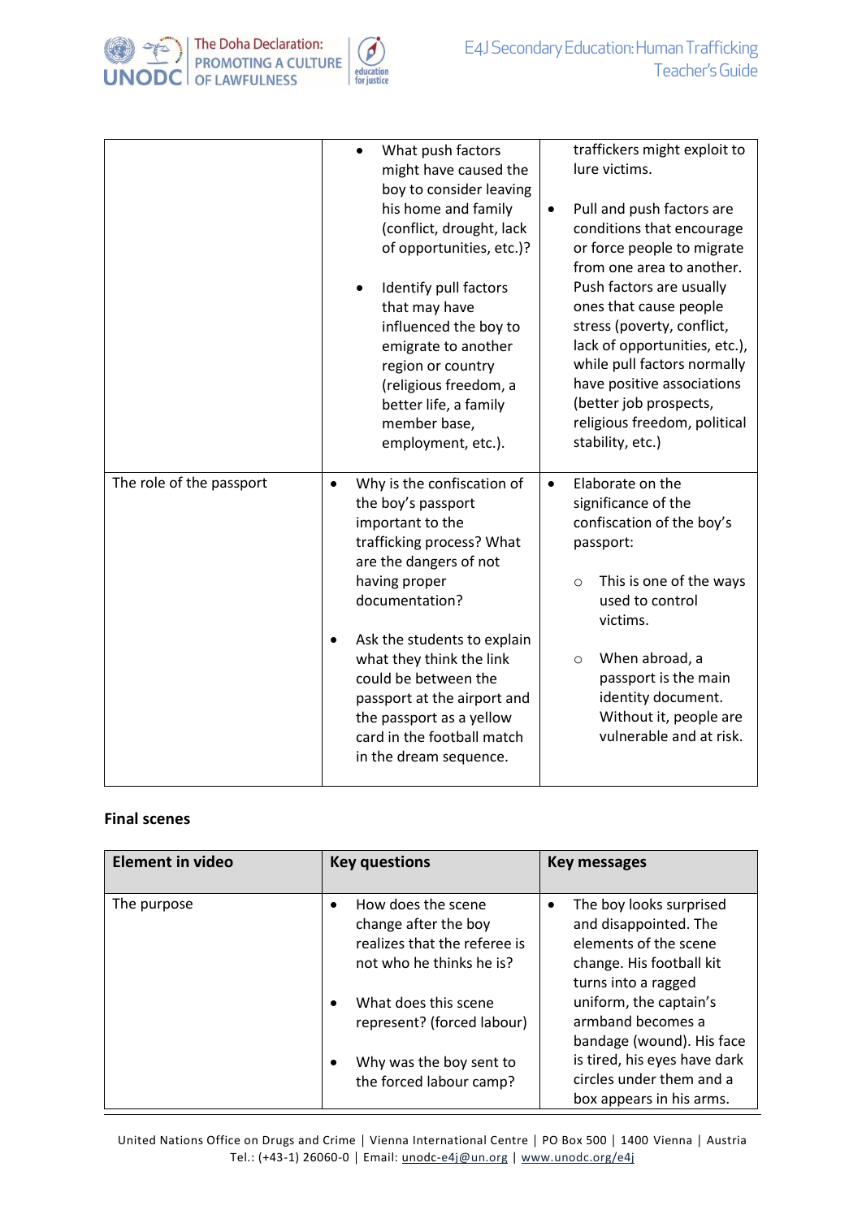| | | |
|---|---|---|
| | • What push factors might have caused the boy to consider leaving his home and family (conflict, drought, lack of opportunities, etc.)?<br><br>• Identify pull factors that may have influenced the boy to emigrate to another region or country (religious freedom, a better life, a family member base, employment, etc.). | traffickers might exploit to lure victims.<br><br>• Pull and push factors are conditions that encourage or force people to migrate from one area to another. Push factors are usually ones that cause people stress (poverty, conflict, lack of opportunities, etc.), while pull factors normally have positive associations (better job prospects, religious freedom, political stability, etc.) |
| The role of the passport | • Why is the confiscation of the boy's passport important to the trafficking process? What are the dangers of not having proper documentation?<br><br>• Ask the students to explain what they think the link could be between the passport at the airport and the passport as a yellow card in the football match in the dream sequence. | • Elaborate on the significance of the confiscation of the boy's passport:<br><br>○ This is one of the ways used to control victims.<br><br>○ When abroad, a passport is the main identity document. Without it, people are vulnerable and at risk. |

**Final scenes**

| Element in video | Key questions | Key messages |
|---|---|---|
| The purpose | • How does the scene change after the boy realizes that the referee is not who he thinks he is?<br><br>• What does this scene represent? (forced labour)<br><br>• Why was the boy sent to the forced labour camp? | • The boy looks surprised and disappointed. The elements of the scene change. His football kit turns into a ragged uniform, the captain's armband becomes a bandage (wound). His face is tired, his eyes have dark circles under them and a box appears in his arms. |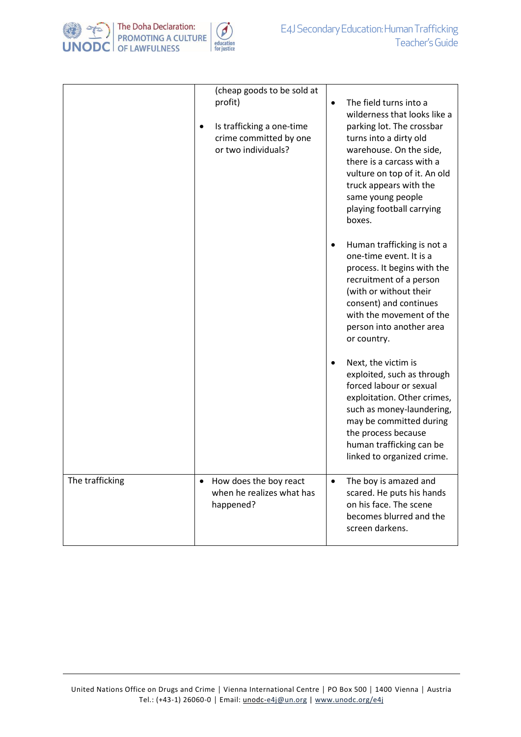| | | |
|---|---|---|
| | (cheap goods to be sold at profit)<br><br>• Is trafficking a one-time crime committed by one or two individuals? | • The field turns into a wilderness that looks like a parking lot. The crossbar turns into a dirty old warehouse. On the side, there is a carcass with a vulture on top of it. An old truck appears with the same young people playing football carrying boxes.<br><br>• Human trafficking is not a one-time event. It is a process. It begins with the recruitment of a person (with or without their consent) and continues with the movement of the person into another area or country.<br><br>• Next, the victim is exploited, such as through forced labour or sexual exploitation. Other crimes, such as money-laundering, may be committed during the process because human trafficking can be linked to organized crime. |
| The trafficking | • How does the boy react when he realizes what has happened? | • The boy is amazed and scared. He puts his hands on his face. The scene becomes blurred and the screen darkens. |